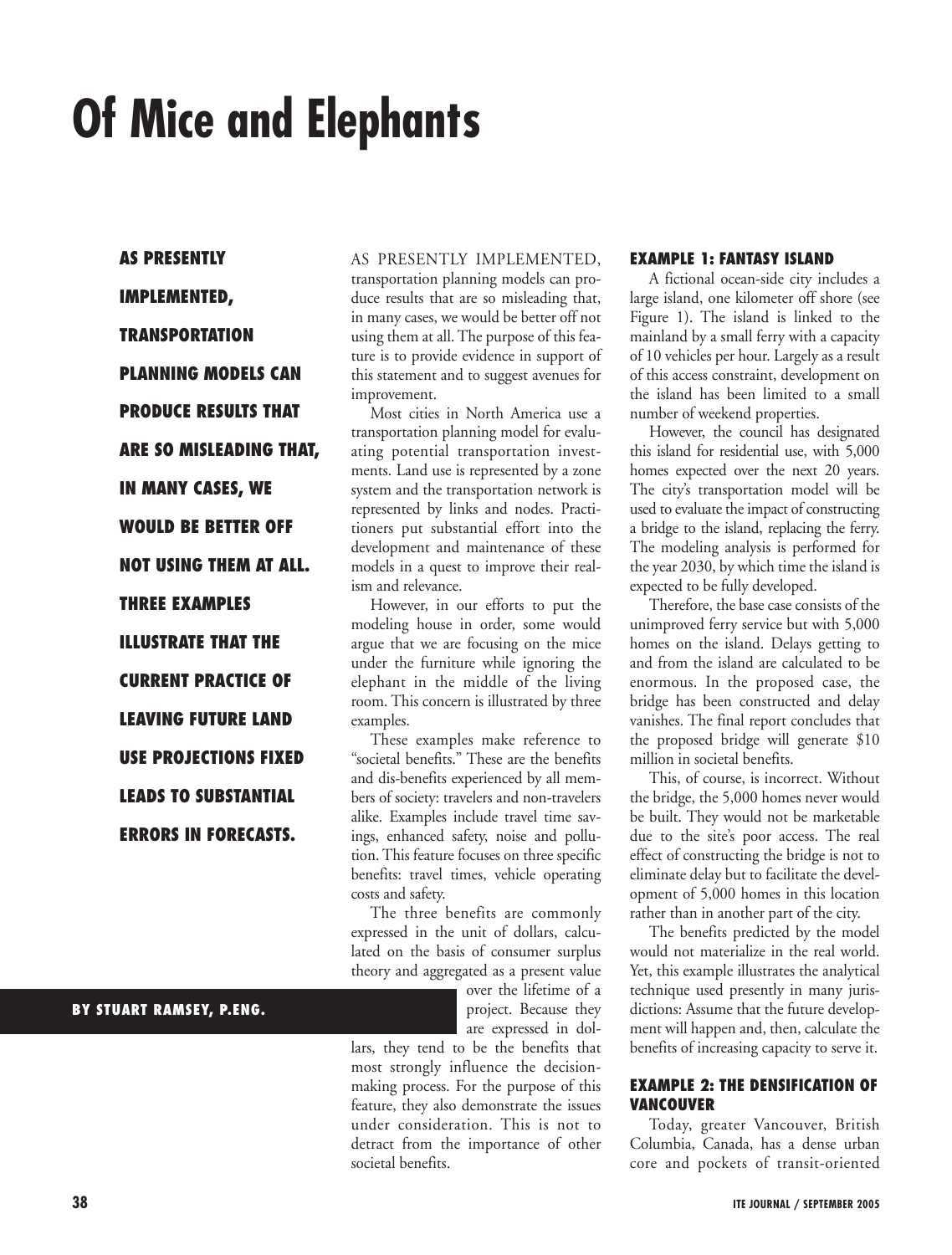# Of Mice and Elephants

**AS PRESENTLY IMPLEMENTED, TRANSPORTATION PLANNING MODELS CAN PRODUCE RESULTS THAT ARE SO MISLEADING THAT, IN MANY CASES, WE WOULD BE BETTER OFF NOT USING THEM AT ALL. THREE EXAMPLES ILLUSTRATE THAT THE CURRENT PRACTICE OF LEAVING FUTURE LAND USE PROJECTIONS FIXED LEADS TO SUBSTANTIAL ERRORS IN FORECASTS.**

**BY STUART RAMSEY, P.ENG.**

AS PRESENTLY IMPLEMENTED, transportation planning models can produce results that are so misleading that, in many cases, we would be better off not using them at all. The purpose of this feature is to provide evidence in support of this statement and to suggest avenues for improvement.

Most cities in North America use a transportation planning model for evaluating potential transportation investments. Land use is represented by a zone system and the transportation network is represented by links and nodes. Practitioners put substantial effort into the development and maintenance of these models in a quest to improve their realism and relevance.

However, in our efforts to put the modeling house in order, some would argue that we are focusing on the mice under the furniture while ignoring the elephant in the middle of the living room. This concern is illustrated by three examples.

These examples make reference to "societal benefits." These are the benefits and dis-benefits experienced by all members of society: travelers and non-travelers alike. Examples include travel time savings, enhanced safety, noise and pollution. This feature focuses on three specific benefits: travel times, vehicle operating costs and safety.

The three benefits are commonly expressed in the unit of dollars, calculated on the basis of consumer surplus theory and aggregated as a present value over the lifetime of a project. Because they are expressed in dollars, they tend to be the benefits that most strongly influence the decision-making process. For the purpose of this feature, they also demonstrate the issues under consideration. This is not to detract from the importance of other societal benefits.

### EXAMPLE 1: FANTASY ISLAND

A fictional ocean-side city includes a large island, one kilometer off shore (see Figure 1). The island is linked to the mainland by a small ferry with a capacity of 10 vehicles per hour. Largely as a result of this access constraint, development on the island has been limited to a small number of weekend properties.

However, the council has designated this island for residential use, with 5,000 homes expected over the next 20 years. The city's transportation model will be used to evaluate the impact of constructing a bridge to the island, replacing the ferry. The modeling analysis is performed for the year 2030, by which time the island is expected to be fully developed.

Therefore, the base case consists of the unimproved ferry service but with 5,000 homes on the island. Delays getting to and from the island are calculated to be enormous. In the proposed case, the bridge has been constructed and delay vanishes. The final report concludes that the proposed bridge will generate $10 million in societal benefits.

This, of course, is incorrect. Without the bridge, the 5,000 homes never would be built. They would not be marketable due to the site's poor access. The real effect of constructing the bridge is not to eliminate delay but to facilitate the development of 5,000 homes in this location rather than in another part of the city.

The benefits predicted by the model would not materialize in the real world. Yet, this example illustrates the analytical technique used presently in many jurisdictions: Assume that the future development will happen and, then, calculate the benefits of increasing capacity to serve it.

### EXAMPLE 2: THE DENSIFICATION OF VANCOUVER

Today, greater Vancouver, British Columbia, Canada, has a dense urban core and pockets of transit-oriented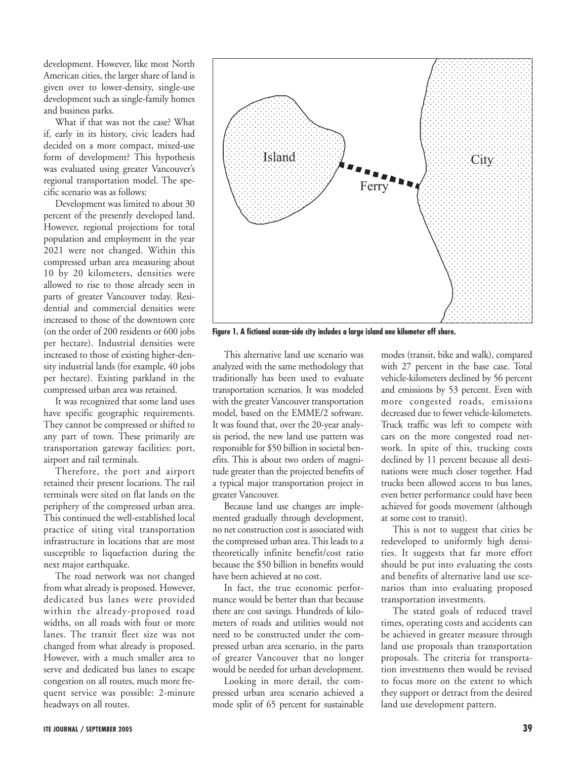development. However, like most North American cities, the larger share of land is given over to lower-density, single-use development such as single-family homes and business parks.

What if that was not the case? What if, early in its history, civic leaders had decided on a more compact, mixed-use form of development? This hypothesis was evaluated using greater Vancouver's regional transportation model. The specific scenario was as follows:

Development was limited to about 30 percent of the presently developed land. However, regional projections for total population and employment in the year 2021 were not changed. Within this compressed urban area measuring about 10 by 20 kilometers, densities were allowed to rise to those already seen in parts of greater Vancouver today. Residential and commercial densities were increased to those of the downtown core (on the order of 200 residents or 600 jobs per hectare). Industrial densities were increased to those of existing higher-density industrial lands (for example, 40 jobs per hectare). Existing parkland in the compressed urban area was retained.

It was recognized that some land uses have specific geographic requirements. They cannot be compressed or shifted to any part of town. These primarily are transportation gateway facilities: port, airport and rail terminals.

Therefore, the port and airport retained their present locations. The rail terminals were sited on flat lands on the periphery of the compressed urban area. This continued the well-established local practice of siting vital transportation infrastructure in locations that are most susceptible to liquefaction during the next major earthquake.

The road network was not changed from what already is proposed. However, dedicated bus lanes were provided within the already-proposed road widths, on all roads with four or more lanes. The transit fleet size was not changed from what already is proposed. However, with a much smaller area to serve and dedicated bus lanes to escape congestion on all routes, much more frequent service was possible: 2-minute headways on all routes.

**Figure 1. A fictional ocean-side city includes a large island one kilometer off shore.**

This alternative land use scenario was analyzed with the same methodology that traditionally has been used to evaluate transportation scenarios. It was modeled with the greater Vancouver transportation model, based on the EMME/2 software. It was found that, over the 20-year analysis period, the new land use pattern was responsible for $50 billion in societal benefits. This is about two orders of magnitude greater than the projected benefits of a typical major transportation project in greater Vancouver.

Because land use changes are implemented gradually through development, no net construction cost is associated with the compressed urban area. This leads to a theoretically infinite benefit/cost ratio because the $50 billion in benefits would have been achieved at no cost.

In fact, the true economic performance would be better than that because there are cost savings. Hundreds of kilometers of roads and utilities would not need to be constructed under the compressed urban area scenario, in the parts of greater Vancouver that no longer would be needed for urban development.

Looking in more detail, the compressed urban area scenario achieved a mode split of 65 percent for sustainable modes (transit, bike and walk), compared with 27 percent in the base case. Total vehicle-kilometers declined by 56 percent and emissions by 53 percent. Even with more congested roads, emissions decreased due to fewer vehicle-kilometers. Truck traffic was left to compete with cars on the more congested road network. In spite of this, trucking costs declined by 11 percent because all destinations were much closer together. Had trucks been allowed access to bus lanes, even better performance could have been achieved for goods movement (although at some cost to transit).

This is not to suggest that cities be redeveloped to uniformly high densities. It suggests that far more effort should be put into evaluating the costs and benefits of alternative land use scenarios than into evaluating proposed transportation investments.

The stated goals of reduced travel times, operating costs and accidents can be achieved in greater measure through land use proposals than transportation proposals. The criteria for transportation investments then would be revised to focus more on the extent to which they support or detract from the desired land use development pattern.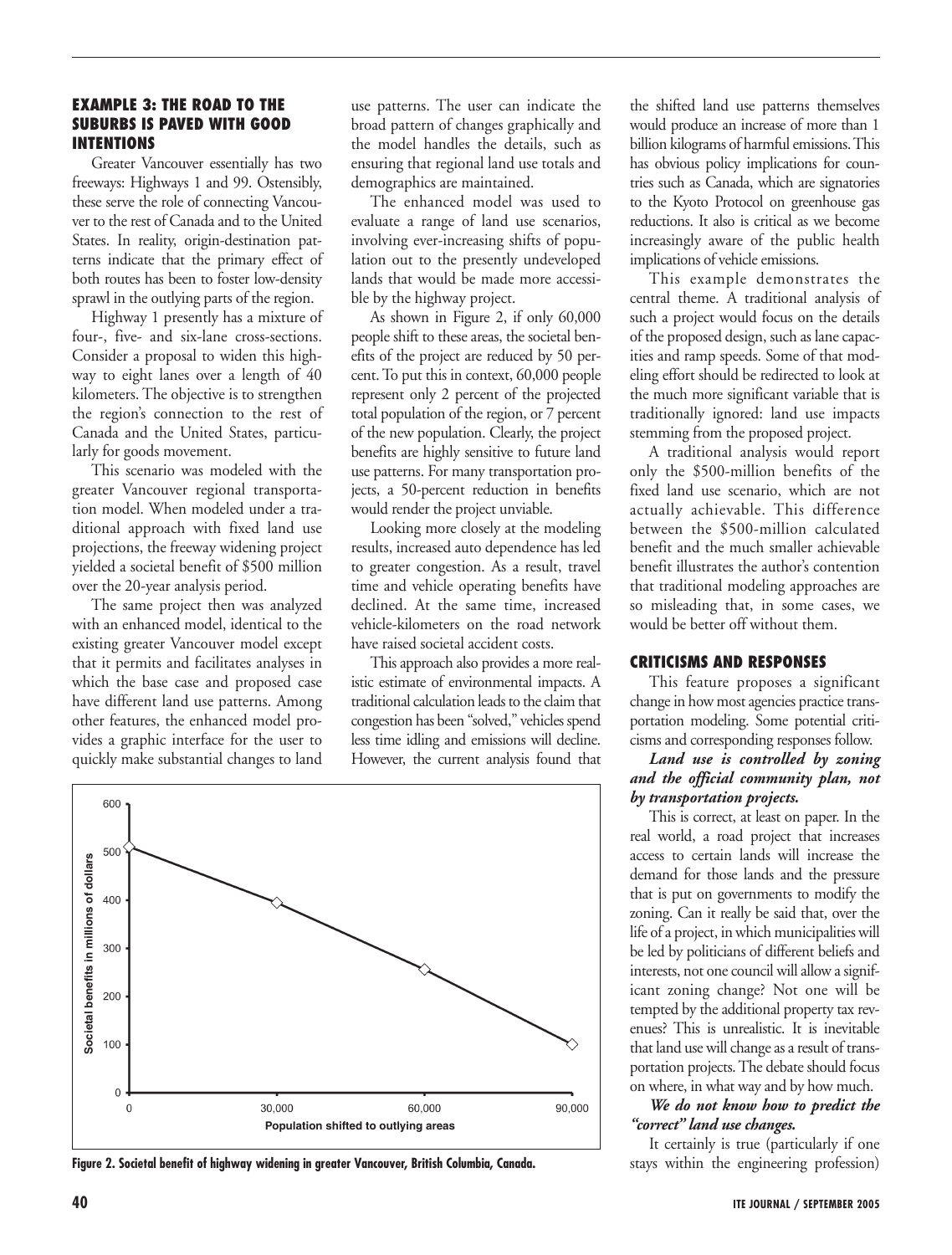### EXAMPLE 3: THE ROAD TO THE SUBURBS IS PAVED WITH GOOD INTENTIONS

Greater Vancouver essentially has two freeways: Highways 1 and 99. Ostensibly, these serve the role of connecting Vancouver to the rest of Canada and to the United States. In reality, origin-destination patterns indicate that the primary effect of both routes has been to foster low-density sprawl in the outlying parts of the region.

Highway 1 presently has a mixture of four-, five- and six-lane cross-sections. Consider a proposal to widen this highway to eight lanes over a length of 40 kilometers. The objective is to strengthen the region's connection to the rest of Canada and the United States, particularly for goods movement.

This scenario was modeled with the greater Vancouver regional transportation model. When modeled under a traditional approach with fixed land use projections, the freeway widening project yielded a societal benefit of $500 million over the 20-year analysis period.

The same project then was analyzed with an enhanced model, identical to the existing greater Vancouver model except that it permits and facilitates analyses in which the base case and proposed case have different land use patterns. Among other features, the enhanced model provides a graphic interface for the user to quickly make substantial changes to land use patterns. The user can indicate the broad pattern of changes graphically and the model handles the details, such as ensuring that regional land use totals and demographics are maintained.

The enhanced model was used to evaluate a range of land use scenarios, involving ever-increasing shifts of population out to the presently undeveloped lands that would be made more accessible by the highway project.

As shown in Figure 2, if only 60,000 people shift to these areas, the societal benefits of the project are reduced by 50 percent. To put this in context, 60,000 people represent only 2 percent of the projected total population of the region, or 7 percent of the new population. Clearly, the project benefits are highly sensitive to future land use patterns. For many transportation projects, a 50-percent reduction in benefits would render the project unviable.

Looking more closely at the modeling results, increased auto dependence has led to greater congestion. As a result, travel time and vehicle operating benefits have declined. At the same time, increased vehicle-kilometers on the road network have raised societal accident costs.

This approach also provides a more realistic estimate of environmental impacts. A traditional calculation leads to the claim that congestion has been "solved," vehicles spend less time idling and emissions will decline. However, the current analysis found that the shifted land use patterns themselves would produce an increase of more than 1 billion kilograms of harmful emissions. This has obvious policy implications for countries such as Canada, which are signatories to the Kyoto Protocol on greenhouse gas reductions. It also is critical as we become increasingly aware of the public health implications of vehicle emissions.

This example demonstrates the central theme. A traditional analysis of such a project would focus on the details of the proposed design, such as lane capacities and ramp speeds. Some of that modeling effort should be redirected to look at the much more significant variable that is traditionally ignored: land use impacts stemming from the proposed project.

A traditional analysis would report only the $500-million benefits of the fixed land use scenario, which are not actually achievable. This difference between the $500-million calculated benefit and the much smaller achievable benefit illustrates the author's contention that traditional modeling approaches are so misleading that, in some cases, we would be better off without them.

| Population shifted to outlying areas | Societal benefits in millions of dollars |
|---|---|
| 0 | ~510 |
| 30,000 | ~395 |
| 60,000 | ~255 |
| 90,000 | ~100 |

**Figure 2. Societal benefit of highway widening in greater Vancouver, British Columbia, Canada.**

### CRITICISMS AND RESPONSES

This feature proposes a significant change in how most agencies practice transportation modeling. Some potential criticisms and corresponding responses follow.

***Land use is controlled by zoning and the official community plan, not by transportation projects.***

This is correct, at least on paper. In the real world, a road project that increases access to certain lands will increase the demand for those lands and the pressure that is put on governments to modify the zoning. Can it really be said that, over the life of a project, in which municipalities will be led by politicians of different beliefs and interests, not one council will allow a significant zoning change? Not one will be tempted by the additional property tax revenues? This is unrealistic. It is inevitable that land use will change as a result of transportation projects. The debate should focus on where, in what way and by how much.

***We do not know how to predict the "correct" land use changes.***

It certainly is true (particularly if one stays within the engineering profession)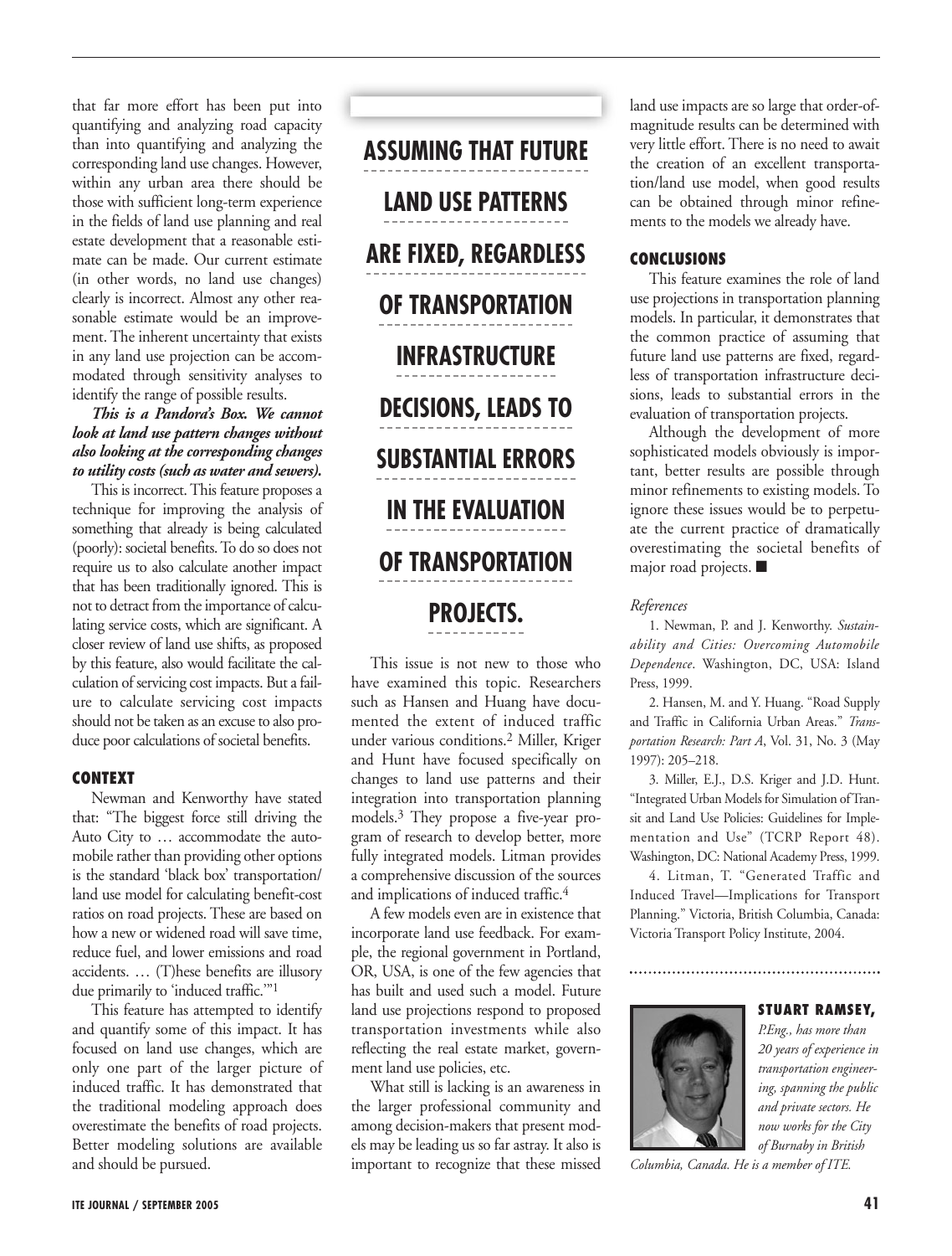that far more effort has been put into quantifying and analyzing road capacity than into quantifying and analyzing the corresponding land use changes. However, within any urban area there should be those with sufficient long-term experience in the fields of land use planning and real estate development that a reasonable estimate can be made. Our current estimate (in other words, no land use changes) clearly is incorrect. Almost any other reasonable estimate would be an improvement. The inherent uncertainty that exists in any land use projection can be accommodated through sensitivity analyses to identify the range of possible results.

***This is a Pandora's Box. We cannot look at land use pattern changes without also looking at the corresponding changes to utility costs (such as water and sewers).***

This is incorrect. This feature proposes a technique for improving the analysis of something that already is being calculated (poorly): societal benefits. To do so does not require us to also calculate another impact that has been traditionally ignored. This is not to detract from the importance of calculating service costs, which are significant. A closer review of land use shifts, as proposed by this feature, also would facilitate the calculation of servicing cost impacts. But a failure to calculate servicing cost impacts should not be taken as an excuse to also produce poor calculations of societal benefits.

## CONTEXT

Newman and Kenworthy have stated that: "The biggest force still driving the Auto City to … accommodate the automobile rather than providing other options is the standard 'black box' transportation/land use model for calculating benefit-cost ratios on road projects. These are based on how a new or widened road will save time, reduce fuel, and lower emissions and road accidents. … (T)hese benefits are illusory due primarily to 'induced traffic.'"[1]

This feature has attempted to identify and quantify some of this impact. It has focused on land use changes, which are only one part of the larger picture of induced traffic. It has demonstrated that the traditional modeling approach does overestimate the benefits of road projects. Better modeling solutions are available and should be pursued.

**ASSUMING THAT FUTURE LAND USE PATTERNS ARE FIXED, REGARDLESS OF TRANSPORTATION INFRASTRUCTURE DECISIONS, LEADS TO SUBSTANTIAL ERRORS IN THE EVALUATION OF TRANSPORTATION PROJECTS.**

This issue is not new to those who have examined this topic. Researchers such as Hansen and Huang have documented the extent of induced traffic under various conditions.[2] Miller, Kriger and Hunt have focused specifically on changes to land use patterns and their integration into transportation planning models.[3] They propose a five-year program of research to develop better, more fully integrated models. Litman provides a comprehensive discussion of the sources and implications of induced traffic.[4]

A few models even are in existence that incorporate land use feedback. For example, the regional government in Portland, OR, USA, is one of the few agencies that has built and used such a model. Future land use projections respond to proposed transportation investments while also reflecting the real estate market, government land use policies, etc.

What still is lacking is an awareness in the larger professional community and among decision-makers that present models may be leading us so far astray. It also is important to recognize that these missed land use impacts are so large that order-of-magnitude results can be determined with very little effort. There is no need to await the creation of an excellent transportation/land use model, when good results can be obtained through minor refinements to the models we already have.

## CONCLUSIONS

This feature examines the role of land use projections in transportation planning models. In particular, it demonstrates that the common practice of assuming that future land use patterns are fixed, regardless of transportation infrastructure decisions, leads to substantial errors in the evaluation of transportation projects.

Although the development of more sophisticated models obviously is important, better results are possible through minor refinements to existing models. To ignore these issues would be to perpetuate the current practice of dramatically overestimating the societal benefits of major road projects. ■

*References*

1. Newman, P. and J. Kenworthy. *Sustainability and Cities: Overcoming Automobile Dependence*. Washington, DC, USA: Island Press, 1999.

2. Hansen, M. and Y. Huang. "Road Supply and Traffic in California Urban Areas." *Transportation Research: Part A*, Vol. 31, No. 3 (May 1997): 205–218.

3. Miller, E.J., D.S. Kriger and J.D. Hunt. "Integrated Urban Models for Simulation of Transit and Land Use Policies: Guidelines for Implementation and Use" (TCRP Report 48). Washington, DC: National Academy Press, 1999.

4. Litman, T. "Generated Traffic and Induced Travel—Implications for Transport Planning." Victoria, British Columbia, Canada: Victoria Transport Policy Institute, 2004.

**STUART RAMSEY,** *P.Eng., has more than 20 years of experience in transportation engineering, spanning the public and private sectors. He now works for the City of Burnaby in British Columbia, Canada. He is a member of ITE.*